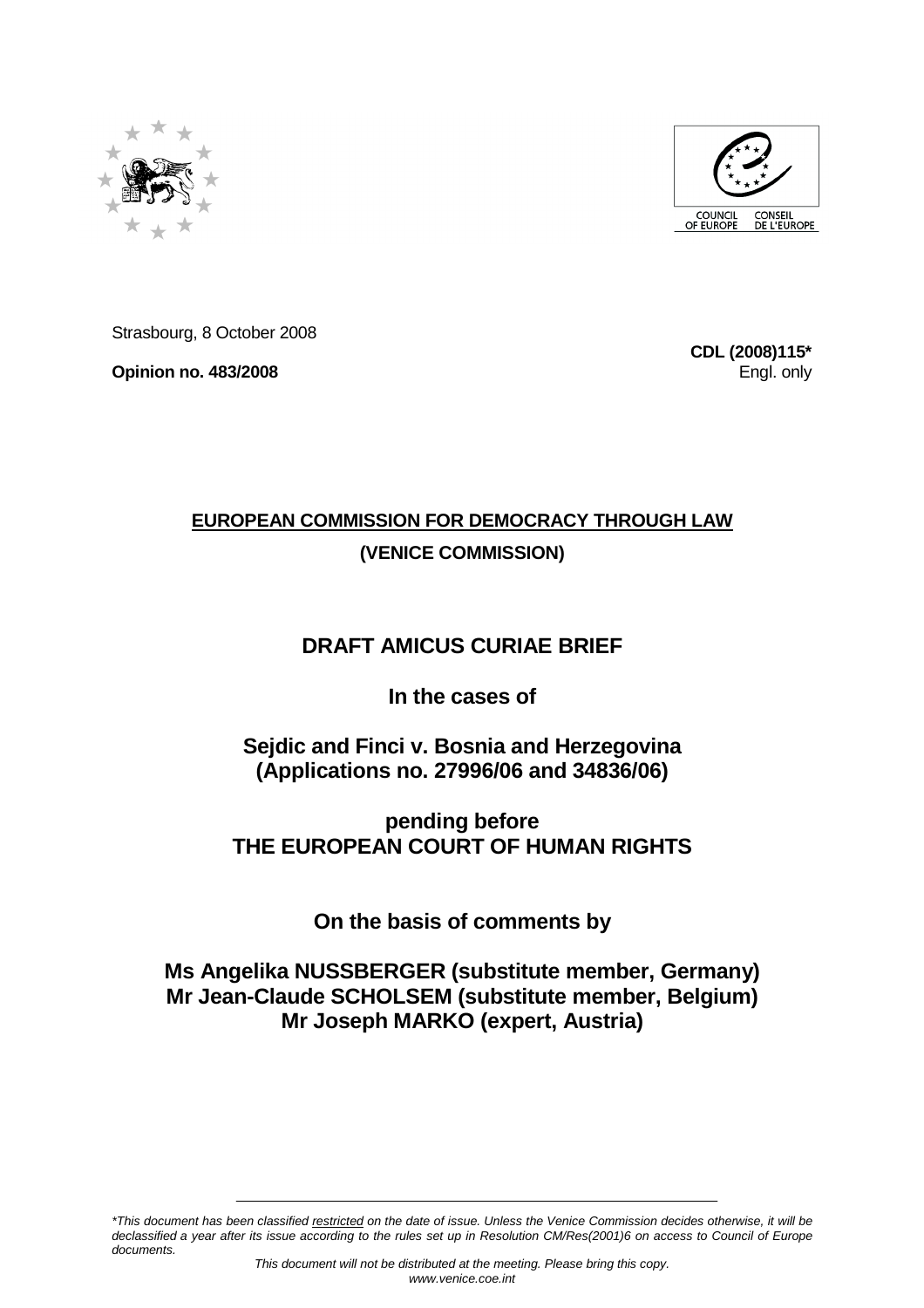COUNCIL OF EUROPE CONSEIL DE L'EUROPE

Strasbourg, 8 October 2008

**Opinion no. 483/2008**

**CDL (2008)115***
Engl. only

**EUROPEAN COMMISSION FOR DEMOCRACY THROUGH LAW**

**(VENICE COMMISSION)**

# DRAFT AMICUS CURIAE BRIEF

## In the cases of

## Sejdic and Finci v. Bosnia and Herzegovina (Applications no. 27996/06 and 34836/06)

## pending before THE EUROPEAN COURT OF HUMAN RIGHTS

## On the basis of comments by

## Ms Angelika NUSSBERGER (substitute member, Germany) Mr Jean-Claude SCHOLSEM (substitute member, Belgium) Mr Joseph MARKO (expert, Austria)

*\*This document has been classified restricted on the date of issue. Unless the Venice Commission decides otherwise, it will be declassified a year after its issue according to the rules set up in Resolution CM/Res(2001)6 on access to Council of Europe documents.*

*This document will not be distributed at the meeting. Please bring this copy.*
*www.venice.coe.int*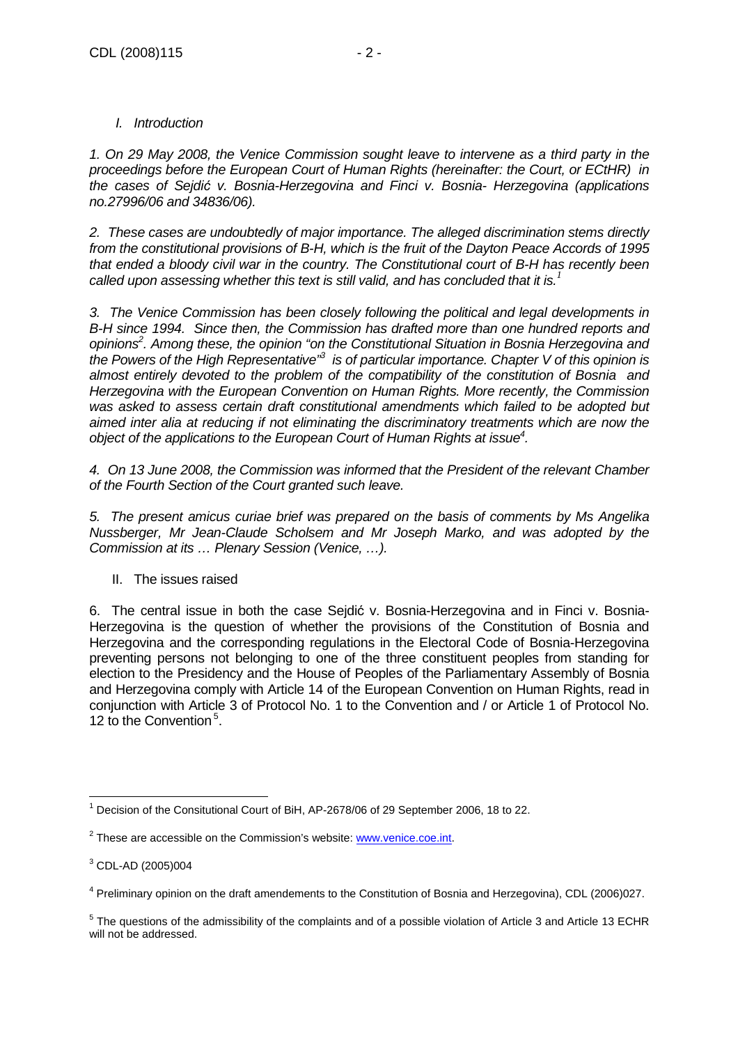## *I. Introduction*

*1. On 29 May 2008, the Venice Commission sought leave to intervene as a third party in the proceedings before the European Court of Human Rights (hereinafter: the Court, or ECtHR) in the cases of Sejdić v. Bosnia-Herzegovina and Finci v. Bosnia- Herzegovina (applications no.27996/06 and 34836/06).*

*2. These cases are undoubtedly of major importance. The alleged discrimination stems directly from the constitutional provisions of B-H, which is the fruit of the Dayton Peace Accords of 1995 that ended a bloody civil war in the country. The Constitutional court of B-H has recently been called upon assessing whether this text is still valid, and has concluded that it is.*[1]

*3. The Venice Commission has been closely following the political and legal developments in B-H since 1994. Since then, the Commission has drafted more than one hundred reports and opinions*[2]*. Among these, the opinion "on the Constitutional Situation in Bosnia Herzegovina and the Powers of the High Representative"*[3] *is of particular importance. Chapter V of this opinion is almost entirely devoted to the problem of the compatibility of the constitution of Bosnia and Herzegovina with the European Convention on Human Rights. More recently, the Commission was asked to assess certain draft constitutional amendments which failed to be adopted but aimed inter alia at reducing if not eliminating the discriminatory treatments which are now the object of the applications to the European Court of Human Rights at issue*[4]*.*

*4. On 13 June 2008, the Commission was informed that the President of the relevant Chamber of the Fourth Section of the Court granted such leave.*

*5. The present amicus curiae brief was prepared on the basis of comments by Ms Angelika Nussberger, Mr Jean-Claude Scholsem and Mr Joseph Marko, and was adopted by the Commission at its … Plenary Session (Venice, …).*

## II. The issues raised

6. The central issue in both the case Sejdić v. Bosnia-Herzegovina and in Finci v. Bosnia-Herzegovina is the question of whether the provisions of the Constitution of Bosnia and Herzegovina and the corresponding regulations in the Electoral Code of Bosnia-Herzegovina preventing persons not belonging to one of the three constituent peoples from standing for election to the Presidency and the House of Peoples of the Parliamentary Assembly of Bosnia and Herzegovina comply with Article 14 of the European Convention on Human Rights, read in conjunction with Article 3 of Protocol No. 1 to the Convention and / or Article 1 of Protocol No. 12 to the Convention[5].

---

[1] Decision of the Consitutional Court of BiH, AP-2678/06 of 29 September 2006, 18 to 22.

[2] These are accessible on the Commission's website: www.venice.coe.int.

[3] CDL-AD (2005)004

[4] Preliminary opinion on the draft amendements to the Constitution of Bosnia and Herzegovina), CDL (2006)027.

[5] The questions of the admissibility of the complaints and of a possible violation of Article 3 and Article 13 ECHR will not be addressed.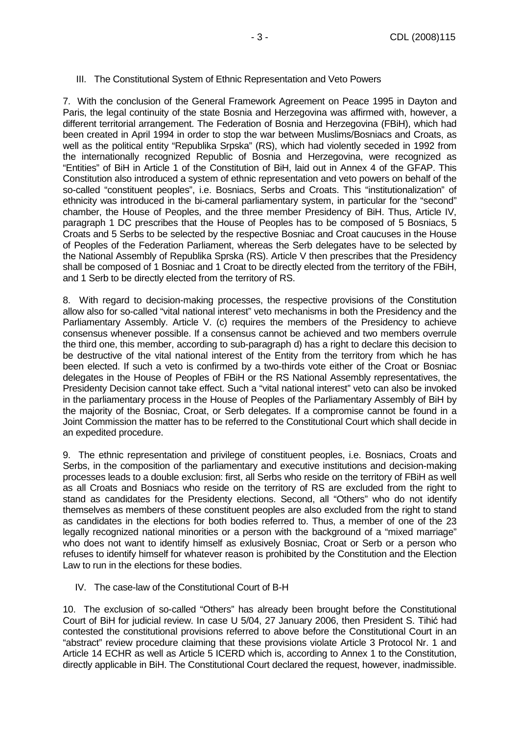## III. The Constitutional System of Ethnic Representation and Veto Powers

7. With the conclusion of the General Framework Agreement on Peace 1995 in Dayton and Paris, the legal continuity of the state Bosnia and Herzegovina was affirmed with, however, a different territorial arrangement. The Federation of Bosnia and Herzegovina (FBiH), which had been created in April 1994 in order to stop the war between Muslims/Bosniacs and Croats, as well as the political entity "Republika Srpska" (RS), which had violently seceded in 1992 from the internationally recognized Republic of Bosnia and Herzegovina, were recognized as "Entities" of BiH in Article 1 of the Constitution of BiH, laid out in Annex 4 of the GFAP. This Constitution also introduced a system of ethnic representation and veto powers on behalf of the so-called "constituent peoples", i.e. Bosniacs, Serbs and Croats. This "institutionalization" of ethnicity was introduced in the bi-cameral parliamentary system, in particular for the "second" chamber, the House of Peoples, and the three member Presidency of BiH. Thus, Article IV, paragraph 1 DC prescribes that the House of Peoples has to be composed of 5 Bosniacs, 5 Croats and 5 Serbs to be selected by the respective Bosniac and Croat caucuses in the House of Peoples of the Federation Parliament, whereas the Serb delegates have to be selected by the National Assembly of Republika Sprska (RS). Article V then prescribes that the Presidency shall be composed of 1 Bosniac and 1 Croat to be directly elected from the territory of the FBiH, and 1 Serb to be directly elected from the territory of RS.

8. With regard to decision-making processes, the respective provisions of the Constitution allow also for so-called "vital national interest" veto mechanisms in both the Presidency and the Parliamentary Assembly. Article V. (c) requires the members of the Presidency to achieve consensus whenever possible. If a consensus cannot be achieved and two members overrule the third one, this member, according to sub-paragraph d) has a right to declare this decision to be destructive of the vital national interest of the Entity from the territory from which he has been elected. If such a veto is confirmed by a two-thirds vote either of the Croat or Bosniac delegates in the House of Peoples of FBiH or the RS National Assembly representatives, the Presidenty Decision cannot take effect. Such a "vital national interest" veto can also be invoked in the parliamentary process in the House of Peoples of the Parliamentary Assembly of BiH by the majority of the Bosniac, Croat, or Serb delegates. If a compromise cannot be found in a Joint Commission the matter has to be referred to the Constitutional Court which shall decide in an expedited procedure.

9. The ethnic representation and privilege of constituent peoples, i.e. Bosniacs, Croats and Serbs, in the composition of the parliamentary and executive institutions and decision-making processes leads to a double exclusion: first, all Serbs who reside on the territory of FBiH as well as all Croats and Bosniacs who reside on the territory of RS are excluded from the right to stand as candidates for the Presidenty elections. Second, all "Others" who do not identify themselves as members of these constituent peoples are also excluded from the right to stand as candidates in the elections for both bodies referred to. Thus, a member of one of the 23 legally recognized national minorities or a person with the background of a "mixed marriage" who does not want to identify himself as exlusively Bosniac, Croat or Serb or a person who refuses to identify himself for whatever reason is prohibited by the Constitution and the Election Law to run in the elections for these bodies.

## IV. The case-law of the Constitutional Court of B-H

10. The exclusion of so-called "Others" has already been brought before the Constitutional Court of BiH for judicial review. In case U 5/04, 27 January 2006, then President S. Tihić had contested the constitutional provisions referred to above before the Constitutional Court in an "abstract" review procedure claiming that these provisions violate Article 3 Protocol Nr. 1 and Article 14 ECHR as well as Article 5 ICERD which is, according to Annex 1 to the Constitution, directly applicable in BiH. The Constitutional Court declared the request, however, inadmissible.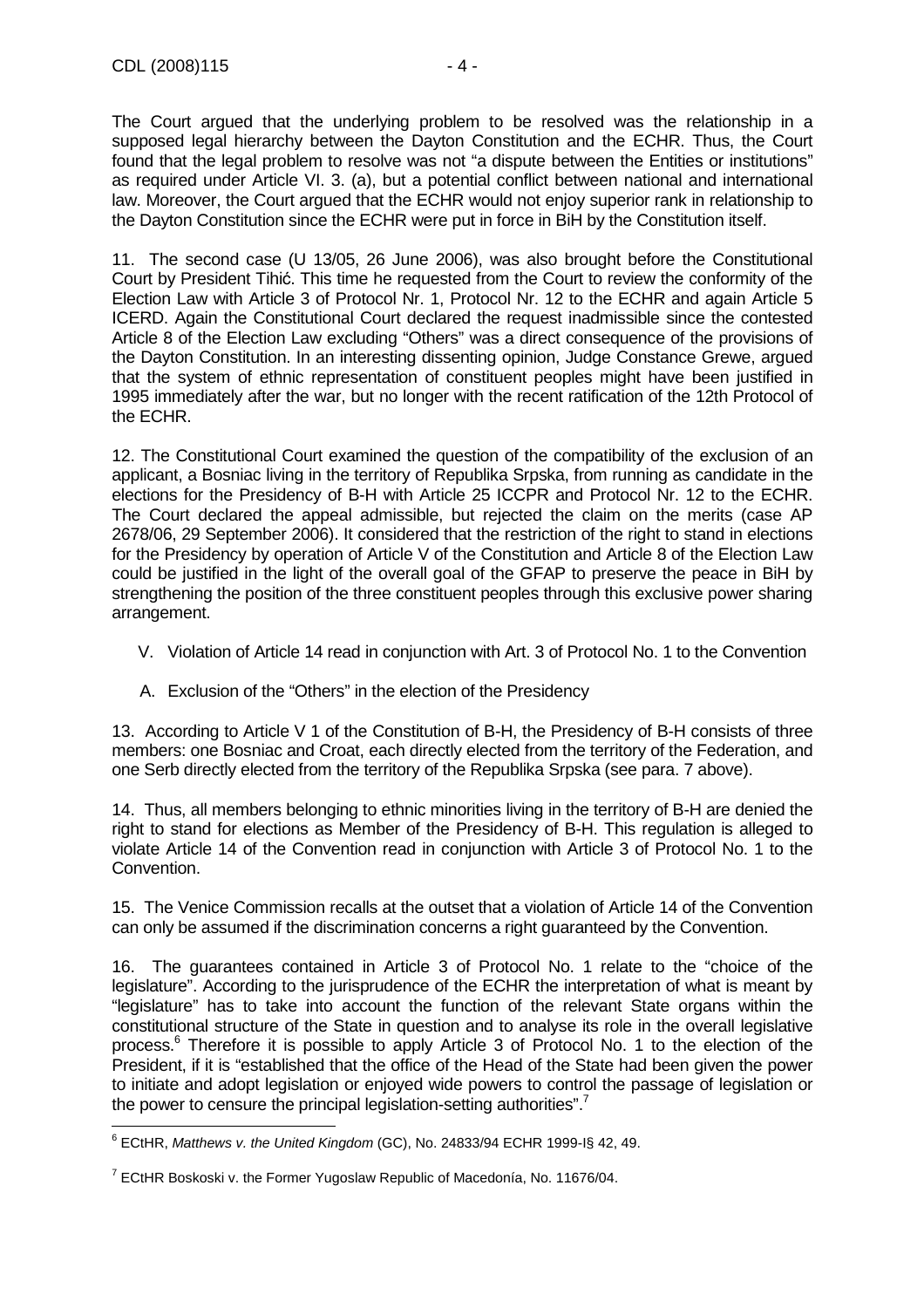The Court argued that the underlying problem to be resolved was the relationship in a supposed legal hierarchy between the Dayton Constitution and the ECHR. Thus, the Court found that the legal problem to resolve was not "a dispute between the Entities or institutions" as required under Article VI. 3. (a), but a potential conflict between national and international law. Moreover, the Court argued that the ECHR would not enjoy superior rank in relationship to the Dayton Constitution since the ECHR were put in force in BiH by the Constitution itself.

11. The second case (U 13/05, 26 June 2006), was also brought before the Constitutional Court by President Tihić. This time he requested from the Court to review the conformity of the Election Law with Article 3 of Protocol Nr. 1, Protocol Nr. 12 to the ECHR and again Article 5 ICERD. Again the Constitutional Court declared the request inadmissible since the contested Article 8 of the Election Law excluding "Others" was a direct consequence of the provisions of the Dayton Constitution. In an interesting dissenting opinion, Judge Constance Grewe, argued that the system of ethnic representation of constituent peoples might have been justified in 1995 immediately after the war, but no longer with the recent ratification of the 12th Protocol of the ECHR.

12. The Constitutional Court examined the question of the compatibility of the exclusion of an applicant, a Bosniac living in the territory of Republika Srpska, from running as candidate in the elections for the Presidency of B-H with Article 25 ICCPR and Protocol Nr. 12 to the ECHR. The Court declared the appeal admissible, but rejected the claim on the merits (case AP 2678/06, 29 September 2006). It considered that the restriction of the right to stand in elections for the Presidency by operation of Article V of the Constitution and Article 8 of the Election Law could be justified in the light of the overall goal of the GFAP to preserve the peace in BiH by strengthening the position of the three constituent peoples through this exclusive power sharing arrangement.

## V. Violation of Article 14 read in conjunction with Art. 3 of Protocol No. 1 to the Convention

### A. Exclusion of the "Others" in the election of the Presidency

13. According to Article V 1 of the Constitution of B-H, the Presidency of B-H consists of three members: one Bosniac and Croat, each directly elected from the territory of the Federation, and one Serb directly elected from the territory of the Republika Srpska (see para. 7 above).

14. Thus, all members belonging to ethnic minorities living in the territory of B-H are denied the right to stand for elections as Member of the Presidency of B-H. This regulation is alleged to violate Article 14 of the Convention read in conjunction with Article 3 of Protocol No. 1 to the Convention.

15. The Venice Commission recalls at the outset that a violation of Article 14 of the Convention can only be assumed if the discrimination concerns a right guaranteed by the Convention.

16. The guarantees contained in Article 3 of Protocol No. 1 relate to the "choice of the legislature". According to the jurisprudence of the ECHR the interpretation of what is meant by "legislature" has to take into account the function of the relevant State organs within the constitutional structure of the State in question and to analyse its role in the overall legislative process.[6] Therefore it is possible to apply Article 3 of Protocol No. 1 to the election of the President, if it is "established that the office of the Head of the State had been given the power to initiate and adopt legislation or enjoyed wide powers to control the passage of legislation or the power to censure the principal legislation-setting authorities".[7]

---

[6] ECtHR, *Matthews v. the United Kingdom* (GC), No. 24833/94 ECHR 1999-I§ 42, 49.

[7] ECtHR Boskoski v. the Former Yugoslaw Republic of Macedonía, No. 11676/04.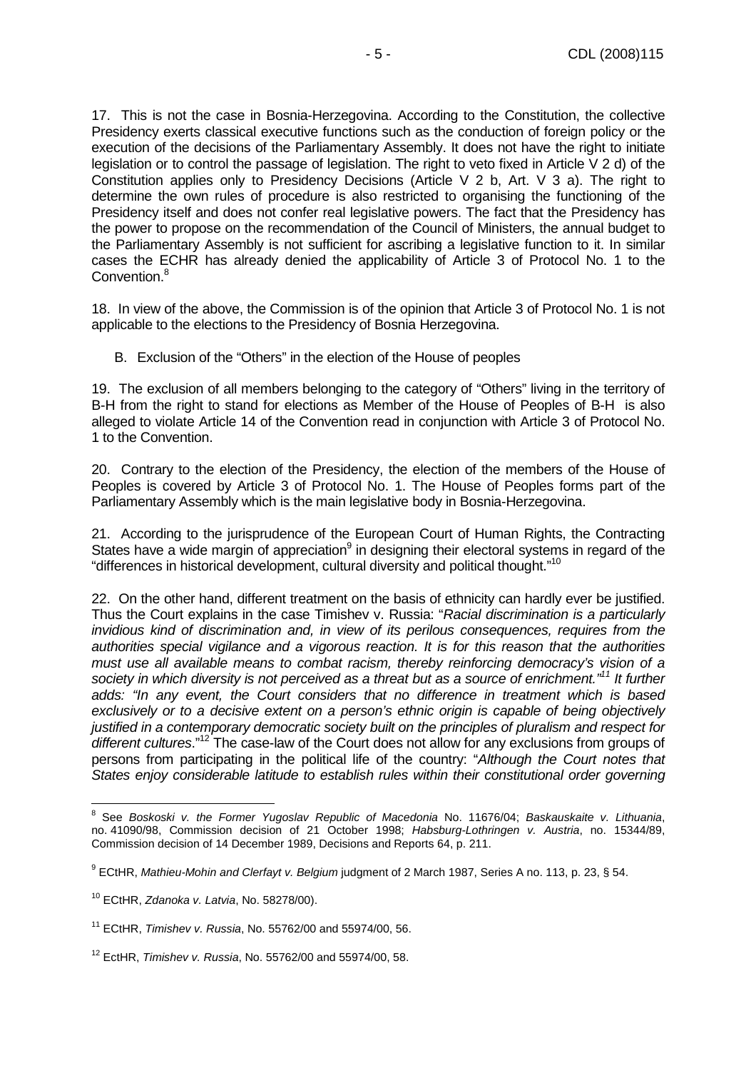17. This is not the case in Bosnia-Herzegovina. According to the Constitution, the collective Presidency exerts classical executive functions such as the conduction of foreign policy or the execution of the decisions of the Parliamentary Assembly. It does not have the right to initiate legislation or to control the passage of legislation. The right to veto fixed in Article V 2 d) of the Constitution applies only to Presidency Decisions (Article V 2 b, Art. V 3 a). The right to determine the own rules of procedure is also restricted to organising the functioning of the Presidency itself and does not confer real legislative powers. The fact that the Presidency has the power to propose on the recommendation of the Council of Ministers, the annual budget to the Parliamentary Assembly is not sufficient for ascribing a legislative function to it. In similar cases the ECHR has already denied the applicability of Article 3 of Protocol No. 1 to the Convention.[8]

18. In view of the above, the Commission is of the opinion that Article 3 of Protocol No. 1 is not applicable to the elections to the Presidency of Bosnia Herzegovina.

B. Exclusion of the "Others" in the election of the House of peoples

19. The exclusion of all members belonging to the category of "Others" living in the territory of B-H from the right to stand for elections as Member of the House of Peoples of B-H is also alleged to violate Article 14 of the Convention read in conjunction with Article 3 of Protocol No. 1 to the Convention.

20. Contrary to the election of the Presidency, the election of the members of the House of Peoples is covered by Article 3 of Protocol No. 1. The House of Peoples forms part of the Parliamentary Assembly which is the main legislative body in Bosnia-Herzegovina.

21. According to the jurisprudence of the European Court of Human Rights, the Contracting States have a wide margin of appreciation[9] in designing their electoral systems in regard of the "differences in historical development, cultural diversity and political thought."[10]

22. On the other hand, different treatment on the basis of ethnicity can hardly ever be justified. Thus the Court explains in the case Timishev v. Russia: "*Racial discrimination is a particularly invidious kind of discrimination and, in view of its perilous consequences, requires from the authorities special vigilance and a vigorous reaction. It is for this reason that the authorities must use all available means to combat racism, thereby reinforcing democracy's vision of a society in which diversity is not perceived as a threat but as a source of enrichment."[11] It further adds: "In any event, the Court considers that no difference in treatment which is based exclusively or to a decisive extent on a person's ethnic origin is capable of being objectively justified in a contemporary democratic society built on the principles of pluralism and respect for different cultures*."[12] The case-law of the Court does not allow for any exclusions from groups of persons from participating in the political life of the country: "*Although the Court notes that States enjoy considerable latitude to establish rules within their constitutional order governing*

---

[8] See *Boskoski v. the Former Yugoslav Republic of Macedonia* No. 11676/04; *Baskauskaite v. Lithuania*, no. 41090/98, Commission decision of 21 October 1998; *Habsburg-Lothringen v. Austria*, no. 15344/89, Commission decision of 14 December 1989, Decisions and Reports 64, p. 211.

[9] ECtHR, *Mathieu-Mohin and Clerfayt v. Belgium* judgment of 2 March 1987, Series A no. 113, p. 23, § 54.

[10] ECtHR, *Zdanoka v. Latvia*, No. 58278/00).

[11] ECtHR, *Timishev v. Russia*, No. 55762/00 and 55974/00, 56.

[12] EctHR, *Timishev v. Russia*, No. 55762/00 and 55974/00, 58.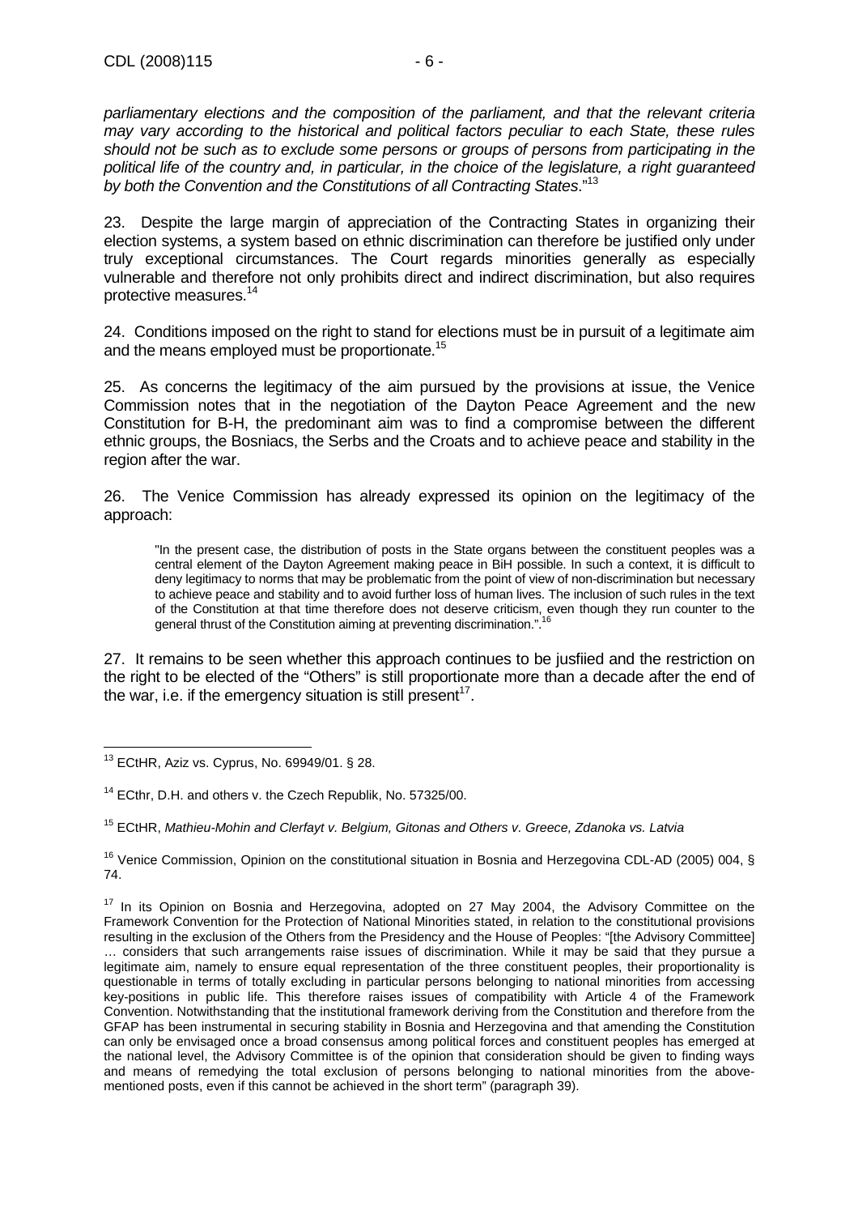*parliamentary elections and the composition of the parliament, and that the relevant criteria may vary according to the historical and political factors peculiar to each State, these rules should not be such as to exclude some persons or groups of persons from participating in the political life of the country and, in particular, in the choice of the legislature, a right guaranteed by both the Convention and the Constitutions of all Contracting States*."[13]

23. Despite the large margin of appreciation of the Contracting States in organizing their election systems, a system based on ethnic discrimination can therefore be justified only under truly exceptional circumstances. The Court regards minorities generally as especially vulnerable and therefore not only prohibits direct and indirect discrimination, but also requires protective measures.[14]

24. Conditions imposed on the right to stand for elections must be in pursuit of a legitimate aim and the means employed must be proportionate.[15]

25. As concerns the legitimacy of the aim pursued by the provisions at issue, the Venice Commission notes that in the negotiation of the Dayton Peace Agreement and the new Constitution for B-H, the predominant aim was to find a compromise between the different ethnic groups, the Bosniacs, the Serbs and the Croats and to achieve peace and stability in the region after the war.

26. The Venice Commission has already expressed its opinion on the legitimacy of the approach:

> "In the present case, the distribution of posts in the State organs between the constituent peoples was a central element of the Dayton Agreement making peace in BiH possible. In such a context, it is difficult to deny legitimacy to norms that may be problematic from the point of view of non-discrimination but necessary to achieve peace and stability and to avoid further loss of human lives. The inclusion of such rules in the text of the Constitution at that time therefore does not deserve criticism, even though they run counter to the general thrust of the Constitution aiming at preventing discrimination.".[16]

27. It remains to be seen whether this approach continues to be jusfiied and the restriction on the right to be elected of the "Others" is still proportionate more than a decade after the end of the war, i.e. if the emergency situation is still present[17].

---

[13] ECtHR, Aziz vs. Cyprus, No. 69949/01. § 28.

[14] ECthr, D.H. and others v. the Czech Republik, No. 57325/00.

[15] ECtHR, *Mathieu-Mohin and Clerfayt v. Belgium, Gitonas and Others v. Greece, Zdanoka vs. Latvia*

[16] Venice Commission, Opinion on the constitutional situation in Bosnia and Herzegovina CDL-AD (2005) 004, § 74.

[17] In its Opinion on Bosnia and Herzegovina, adopted on 27 May 2004, the Advisory Committee on the Framework Convention for the Protection of National Minorities stated, in relation to the constitutional provisions resulting in the exclusion of the Others from the Presidency and the House of Peoples: "[the Advisory Committee] … considers that such arrangements raise issues of discrimination. While it may be said that they pursue a legitimate aim, namely to ensure equal representation of the three constituent peoples, their proportionality is questionable in terms of totally excluding in particular persons belonging to national minorities from accessing key-positions in public life. This therefore raises issues of compatibility with Article 4 of the Framework Convention. Notwithstanding that the institutional framework deriving from the Constitution and therefore from the GFAP has been instrumental in securing stability in Bosnia and Herzegovina and that amending the Constitution can only be envisaged once a broad consensus among political forces and constituent peoples has emerged at the national level, the Advisory Committee is of the opinion that consideration should be given to finding ways and means of remedying the total exclusion of persons belonging to national minorities from the above-mentioned posts, even if this cannot be achieved in the short term" (paragraph 39).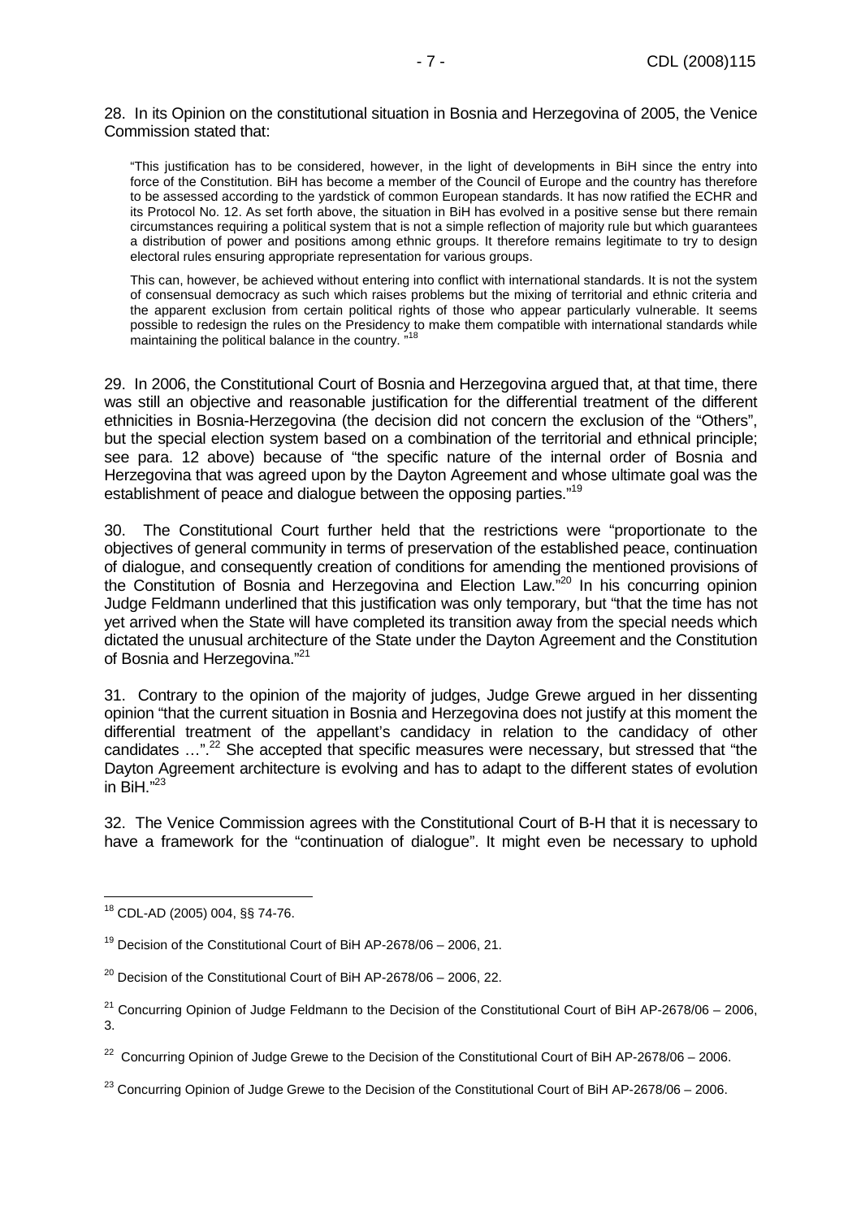28. In its Opinion on the constitutional situation in Bosnia and Herzegovina of 2005, the Venice Commission stated that:

> "This justification has to be considered, however, in the light of developments in BiH since the entry into force of the Constitution. BiH has become a member of the Council of Europe and the country has therefore to be assessed according to the yardstick of common European standards. It has now ratified the ECHR and its Protocol No. 12. As set forth above, the situation in BiH has evolved in a positive sense but there remain circumstances requiring a political system that is not a simple reflection of majority rule but which guarantees a distribution of power and positions among ethnic groups. It therefore remains legitimate to try to design electoral rules ensuring appropriate representation for various groups.
>
> This can, however, be achieved without entering into conflict with international standards. It is not the system of consensual democracy as such which raises problems but the mixing of territorial and ethnic criteria and the apparent exclusion from certain political rights of those who appear particularly vulnerable. It seems possible to redesign the rules on the Presidency to make them compatible with international standards while maintaining the political balance in the country. "[18]

29. In 2006, the Constitutional Court of Bosnia and Herzegovina argued that, at that time, there was still an objective and reasonable justification for the differential treatment of the different ethnicities in Bosnia-Herzegovina (the decision did not concern the exclusion of the "Others", but the special election system based on a combination of the territorial and ethnical principle; see para. 12 above) because of "the specific nature of the internal order of Bosnia and Herzegovina that was agreed upon by the Dayton Agreement and whose ultimate goal was the establishment of peace and dialogue between the opposing parties."[19]

30. The Constitutional Court further held that the restrictions were "proportionate to the objectives of general community in terms of preservation of the established peace, continuation of dialogue, and consequently creation of conditions for amending the mentioned provisions of the Constitution of Bosnia and Herzegovina and Election Law."[20] In his concurring opinion Judge Feldmann underlined that this justification was only temporary, but "that the time has not yet arrived when the State will have completed its transition away from the special needs which dictated the unusual architecture of the State under the Dayton Agreement and the Constitution of Bosnia and Herzegovina."[21]

31. Contrary to the opinion of the majority of judges, Judge Grewe argued in her dissenting opinion "that the current situation in Bosnia and Herzegovina does not justify at this moment the differential treatment of the appellant's candidacy in relation to the candidacy of other candidates …".[22] She accepted that specific measures were necessary, but stressed that "the Dayton Agreement architecture is evolving and has to adapt to the different states of evolution in BiH."[23]

32. The Venice Commission agrees with the Constitutional Court of B-H that it is necessary to have a framework for the "continuation of dialogue". It might even be necessary to uphold

---

[18] CDL-AD (2005) 004, §§ 74-76.

[19] Decision of the Constitutional Court of BiH AP-2678/06 – 2006, 21.

[20] Decision of the Constitutional Court of BiH AP-2678/06 – 2006, 22.

[21] Concurring Opinion of Judge Feldmann to the Decision of the Constitutional Court of BiH AP-2678/06 – 2006, 3.

[22] Concurring Opinion of Judge Grewe to the Decision of the Constitutional Court of BiH AP-2678/06 – 2006.

[23] Concurring Opinion of Judge Grewe to the Decision of the Constitutional Court of BiH AP-2678/06 – 2006.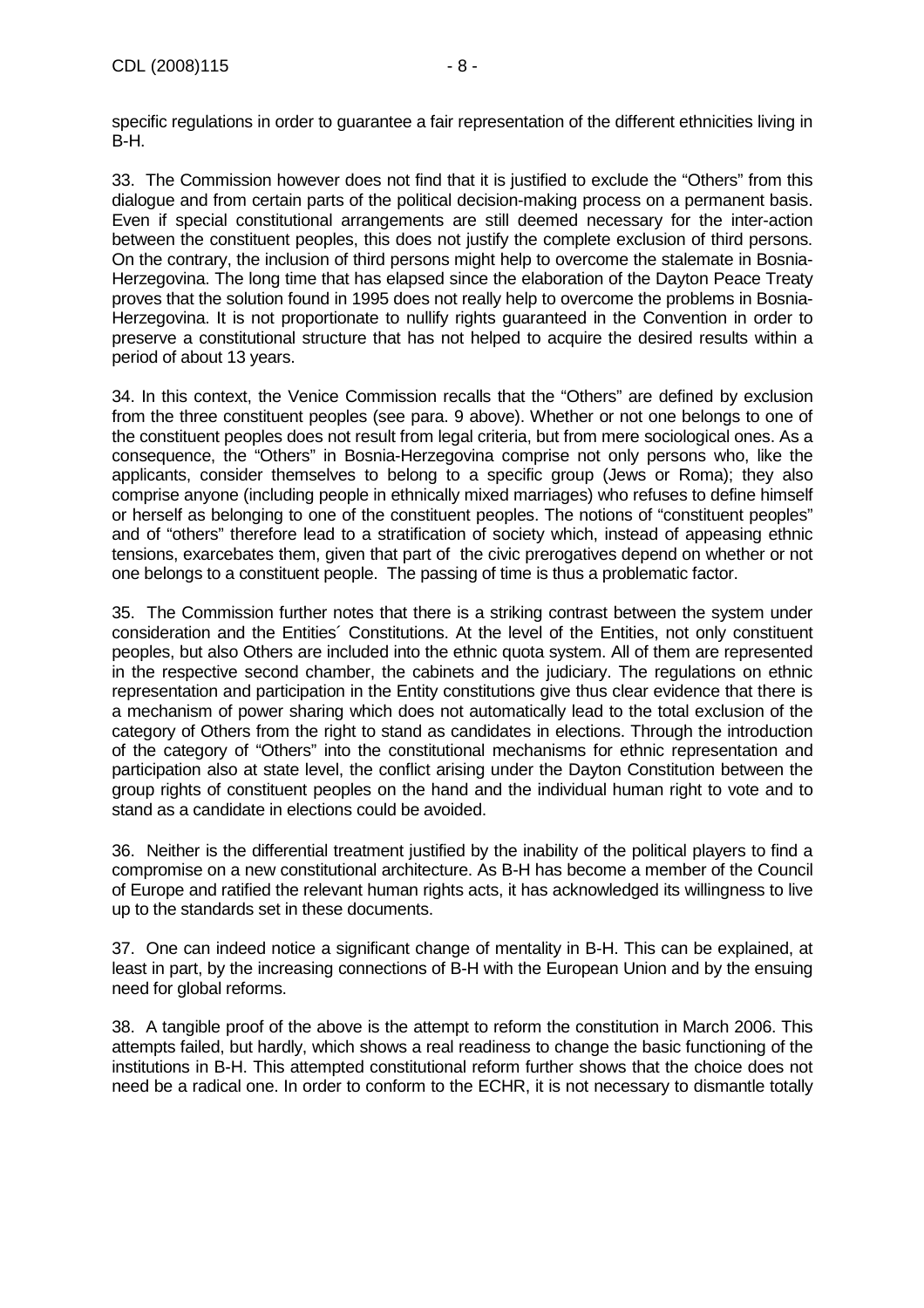specific regulations in order to guarantee a fair representation of the different ethnicities living in B-H.

33. The Commission however does not find that it is justified to exclude the "Others" from this dialogue and from certain parts of the political decision-making process on a permanent basis. Even if special constitutional arrangements are still deemed necessary for the inter-action between the constituent peoples, this does not justify the complete exclusion of third persons. On the contrary, the inclusion of third persons might help to overcome the stalemate in Bosnia-Herzegovina. The long time that has elapsed since the elaboration of the Dayton Peace Treaty proves that the solution found in 1995 does not really help to overcome the problems in Bosnia-Herzegovina. It is not proportionate to nullify rights guaranteed in the Convention in order to preserve a constitutional structure that has not helped to acquire the desired results within a period of about 13 years.

34. In this context, the Venice Commission recalls that the "Others" are defined by exclusion from the three constituent peoples (see para. 9 above). Whether or not one belongs to one of the constituent peoples does not result from legal criteria, but from mere sociological ones. As a consequence, the "Others" in Bosnia-Herzegovina comprise not only persons who, like the applicants, consider themselves to belong to a specific group (Jews or Roma); they also comprise anyone (including people in ethnically mixed marriages) who refuses to define himself or herself as belonging to one of the constituent peoples. The notions of "constituent peoples" and of "others" therefore lead to a stratification of society which, instead of appeasing ethnic tensions, exarcebates them, given that part of the civic prerogatives depend on whether or not one belongs to a constituent people. The passing of time is thus a problematic factor.

35. The Commission further notes that there is a striking contrast between the system under consideration and the Entities´ Constitutions. At the level of the Entities, not only constituent peoples, but also Others are included into the ethnic quota system. All of them are represented in the respective second chamber, the cabinets and the judiciary. The regulations on ethnic representation and participation in the Entity constitutions give thus clear evidence that there is a mechanism of power sharing which does not automatically lead to the total exclusion of the category of Others from the right to stand as candidates in elections. Through the introduction of the category of "Others" into the constitutional mechanisms for ethnic representation and participation also at state level, the conflict arising under the Dayton Constitution between the group rights of constituent peoples on the hand and the individual human right to vote and to stand as a candidate in elections could be avoided.

36. Neither is the differential treatment justified by the inability of the political players to find a compromise on a new constitutional architecture. As B-H has become a member of the Council of Europe and ratified the relevant human rights acts, it has acknowledged its willingness to live up to the standards set in these documents.

37. One can indeed notice a significant change of mentality in B-H. This can be explained, at least in part, by the increasing connections of B-H with the European Union and by the ensuing need for global reforms.

38. A tangible proof of the above is the attempt to reform the constitution in March 2006. This attempts failed, but hardly, which shows a real readiness to change the basic functioning of the institutions in B-H. This attempted constitutional reform further shows that the choice does not need be a radical one. In order to conform to the ECHR, it is not necessary to dismantle totally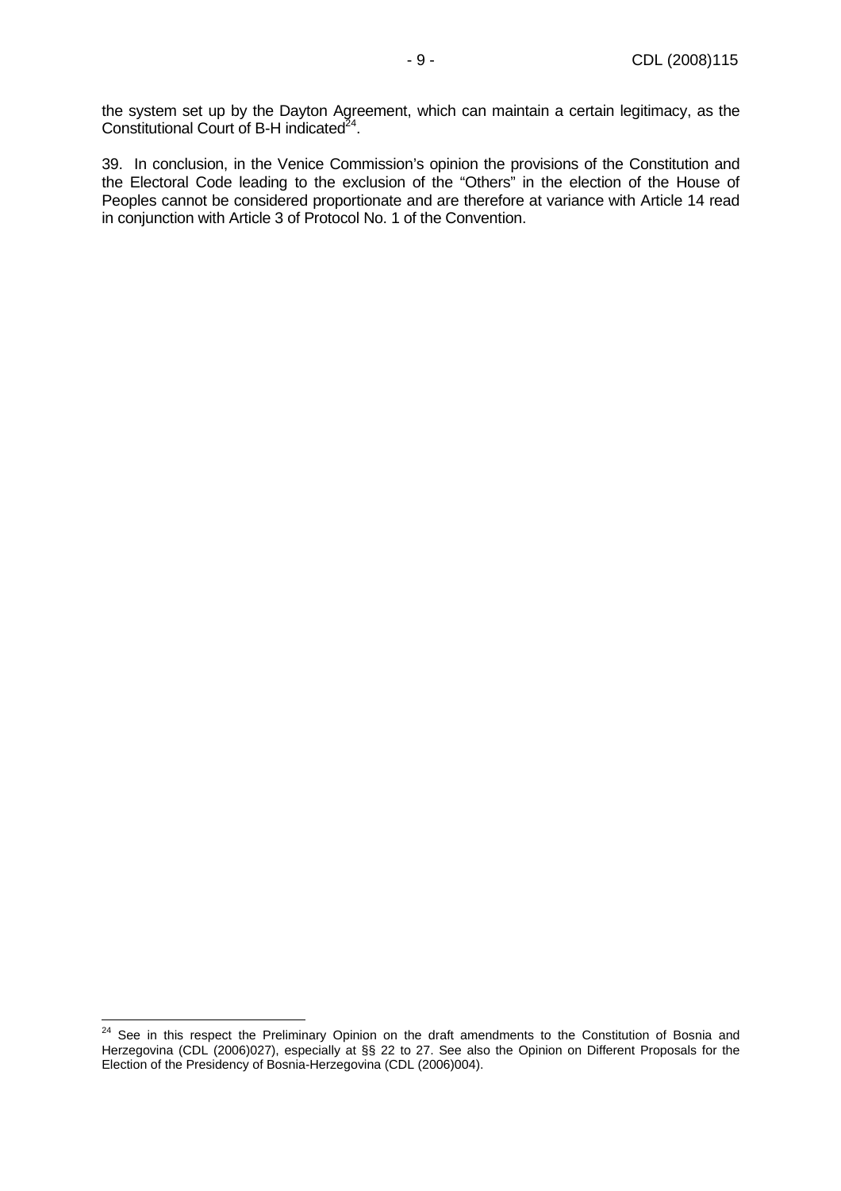the system set up by the Dayton Agreement, which can maintain a certain legitimacy, as the Constitutional Court of B-H indicated[24].

39. In conclusion, in the Venice Commission's opinion the provisions of the Constitution and the Electoral Code leading to the exclusion of the "Others" in the election of the House of Peoples cannot be considered proportionate and are therefore at variance with Article 14 read in conjunction with Article 3 of Protocol No. 1 of the Convention.

---

[24] See in this respect the Preliminary Opinion on the draft amendments to the Constitution of Bosnia and Herzegovina (CDL (2006)027), especially at §§ 22 to 27. See also the Opinion on Different Proposals for the Election of the Presidency of Bosnia-Herzegovina (CDL (2006)004).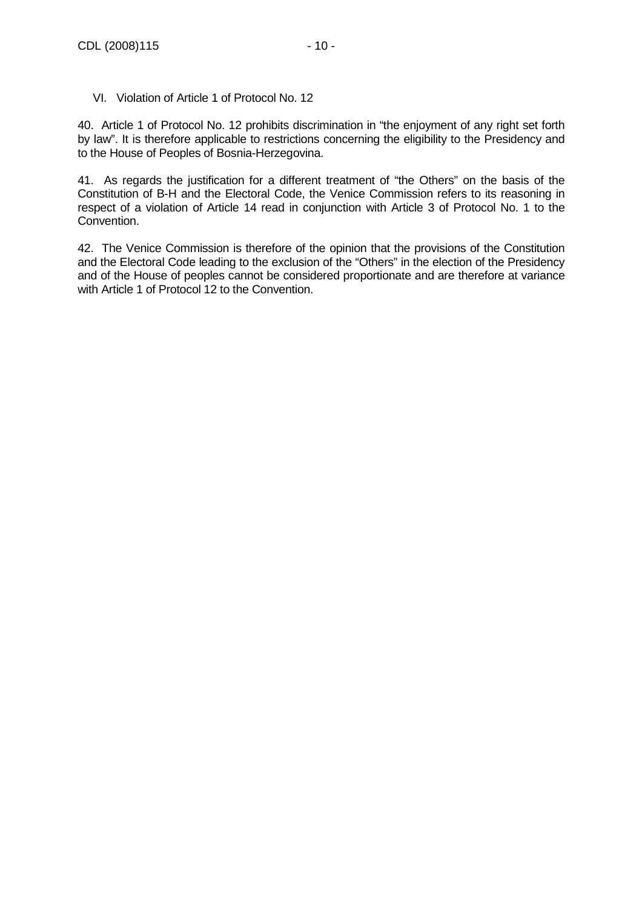## VI. Violation of Article 1 of Protocol No. 12

40. Article 1 of Protocol No. 12 prohibits discrimination in "the enjoyment of any right set forth by law". It is therefore applicable to restrictions concerning the eligibility to the Presidency and to the House of Peoples of Bosnia-Herzegovina.

41. As regards the justification for a different treatment of "the Others" on the basis of the Constitution of B-H and the Electoral Code, the Venice Commission refers to its reasoning in respect of a violation of Article 14 read in conjunction with Article 3 of Protocol No. 1 to the Convention.

42. The Venice Commission is therefore of the opinion that the provisions of the Constitution and the Electoral Code leading to the exclusion of the "Others" in the election of the Presidency and of the House of peoples cannot be considered proportionate and are therefore at variance with Article 1 of Protocol 12 to the Convention.